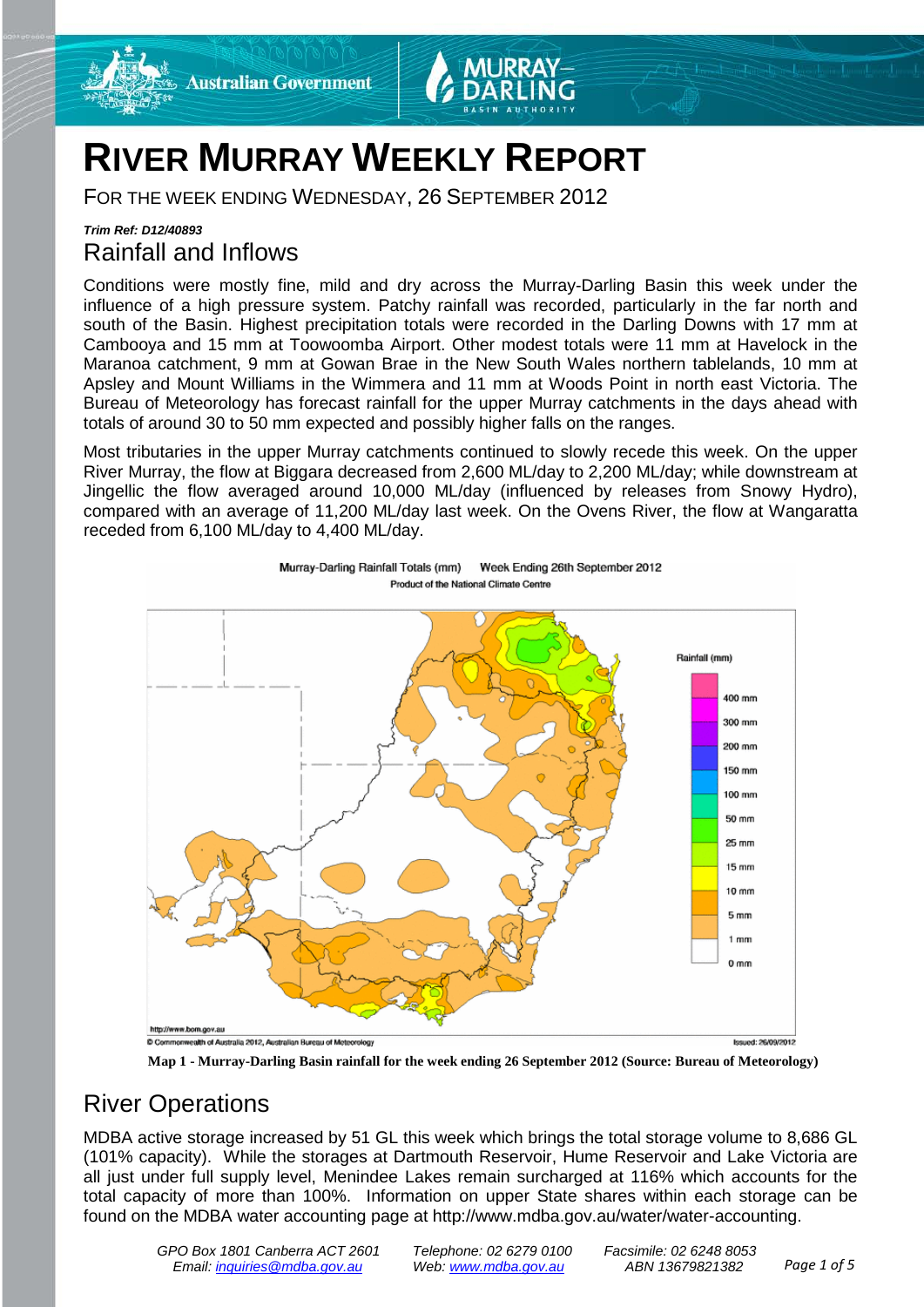# RIVER MURRAY WEEKLY REPORT

FOR THE WEEK ENDING WEDNESDAY, 26 SEPTEMBER 2012

***Trim Ref: D12/40893***

## Rainfall and Inflows

Conditions were mostly fine, mild and dry across the Murray-Darling Basin this week under the influence of a high pressure system. Patchy rainfall was recorded, particularly in the far north and south of the Basin. Highest precipitation totals were recorded in the Darling Downs with 17 mm at Cambooya and 15 mm at Toowoomba Airport. Other modest totals were 11 mm at Havelock in the Maranoa catchment, 9 mm at Gowan Brae in the New South Wales northern tablelands, 10 mm at Apsley and Mount Williams in the Wimmera and 11 mm at Woods Point in north east Victoria. The Bureau of Meteorology has forecast rainfall for the upper Murray catchments in the days ahead with totals of around 30 to 50 mm expected and possibly higher falls on the ranges.

Most tributaries in the upper Murray catchments continued to slowly recede this week. On the upper River Murray, the flow at Biggara decreased from 2,600 ML/day to 2,200 ML/day; while downstream at Jingellic the flow averaged around 10,000 ML/day (influenced by releases from Snowy Hydro), compared with an average of 11,200 ML/day last week. On the Ovens River, the flow at Wangaratta receded from 6,100 ML/day to 4,400 ML/day.

**Map 1 - Murray-Darling Basin rainfall for the week ending 26 September 2012 (Source: Bureau of Meteorology)**

## River Operations

MDBA active storage increased by 51 GL this week which brings the total storage volume to 8,686 GL (101% capacity). While the storages at Dartmouth Reservoir, Hume Reservoir and Lake Victoria are all just under full supply level, Menindee Lakes remain surcharged at 116% which accounts for the total capacity of more than 100%. Information on upper State shares within each storage can be found on the MDBA water accounting page at http://www.mdba.gov.au/water/water-accounting.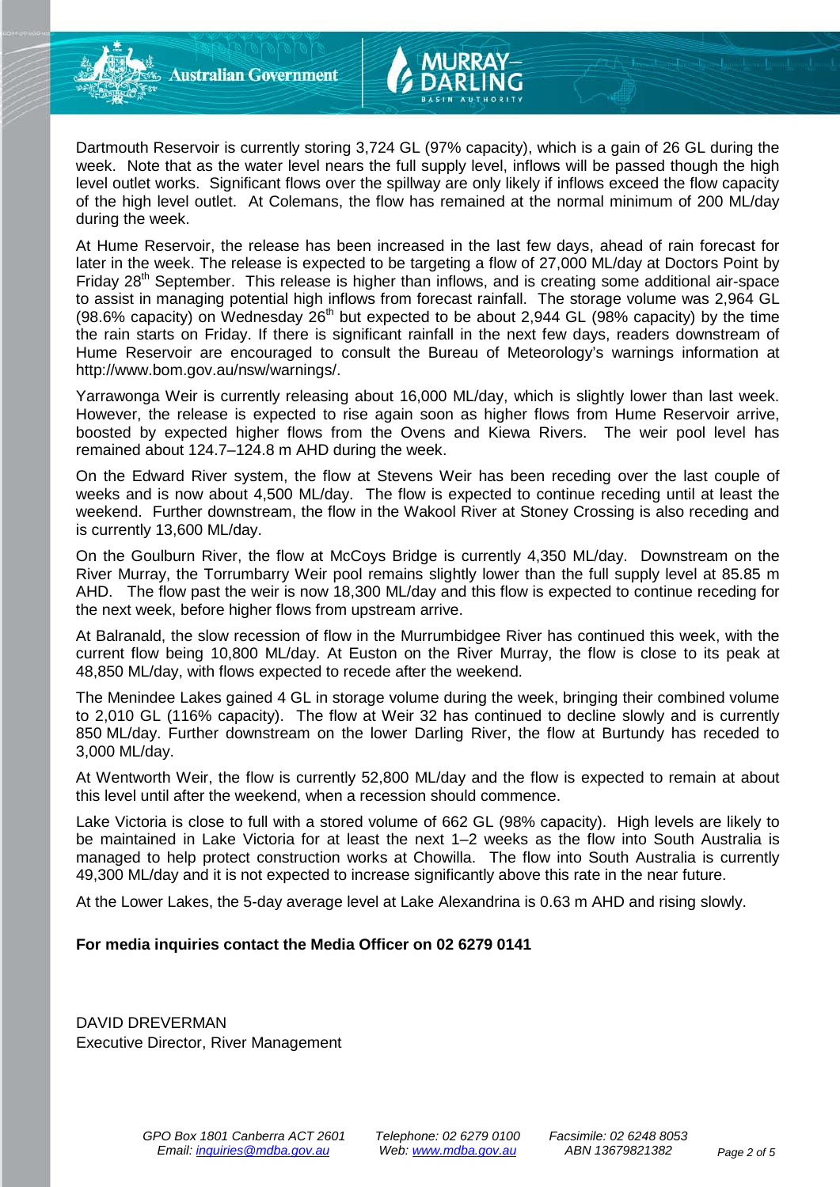Dartmouth Reservoir is currently storing 3,724 GL (97% capacity), which is a gain of 26 GL during the week. Note that as the water level nears the full supply level, inflows will be passed though the high level outlet works. Significant flows over the spillway are only likely if inflows exceed the flow capacity of the high level outlet. At Colemans, the flow has remained at the normal minimum of 200 ML/day during the week.

At Hume Reservoir, the release has been increased in the last few days, ahead of rain forecast for later in the week. The release is expected to be targeting a flow of 27,000 ML/day at Doctors Point by Friday 28th September. This release is higher than inflows, and is creating some additional air-space to assist in managing potential high inflows from forecast rainfall. The storage volume was 2,964 GL (98.6% capacity) on Wednesday 26th but expected to be about 2,944 GL (98% capacity) by the time the rain starts on Friday. If there is significant rainfall in the next few days, readers downstream of Hume Reservoir are encouraged to consult the Bureau of Meteorology's warnings information at http://www.bom.gov.au/nsw/warnings/.

Yarrawonga Weir is currently releasing about 16,000 ML/day, which is slightly lower than last week. However, the release is expected to rise again soon as higher flows from Hume Reservoir arrive, boosted by expected higher flows from the Ovens and Kiewa Rivers. The weir pool level has remained about 124.7–124.8 m AHD during the week.

On the Edward River system, the flow at Stevens Weir has been receding over the last couple of weeks and is now about 4,500 ML/day. The flow is expected to continue receding until at least the weekend. Further downstream, the flow in the Wakool River at Stoney Crossing is also receding and is currently 13,600 ML/day.

On the Goulburn River, the flow at McCoys Bridge is currently 4,350 ML/day. Downstream on the River Murray, the Torrumbarry Weir pool remains slightly lower than the full supply level at 85.85 m AHD. The flow past the weir is now 18,300 ML/day and this flow is expected to continue receding for the next week, before higher flows from upstream arrive.

At Balranald, the slow recession of flow in the Murrumbidgee River has continued this week, with the current flow being 10,800 ML/day. At Euston on the River Murray, the flow is close to its peak at 48,850 ML/day, with flows expected to recede after the weekend.

The Menindee Lakes gained 4 GL in storage volume during the week, bringing their combined volume to 2,010 GL (116% capacity). The flow at Weir 32 has continued to decline slowly and is currently 850 ML/day. Further downstream on the lower Darling River, the flow at Burtundy has receded to 3,000 ML/day.

At Wentworth Weir, the flow is currently 52,800 ML/day and the flow is expected to remain at about this level until after the weekend, when a recession should commence.

Lake Victoria is close to full with a stored volume of 662 GL (98% capacity). High levels are likely to be maintained in Lake Victoria for at least the next 1–2 weeks as the flow into South Australia is managed to help protect construction works at Chowilla. The flow into South Australia is currently 49,300 ML/day and it is not expected to increase significantly above this rate in the near future.

At the Lower Lakes, the 5-day average level at Lake Alexandrina is 0.63 m AHD and rising slowly.

**For media inquiries contact the Media Officer on 02 6279 0141**

DAVID DREVERMAN
Executive Director, River Management

*GPO Box 1801 Canberra ACT 2601* *Telephone: 02 6279 0100* *Facsimile: 02 6248 8053*
*Email: inquiries@mdba.gov.au* *Web: www.mdba.gov.au* *ABN 13679821382*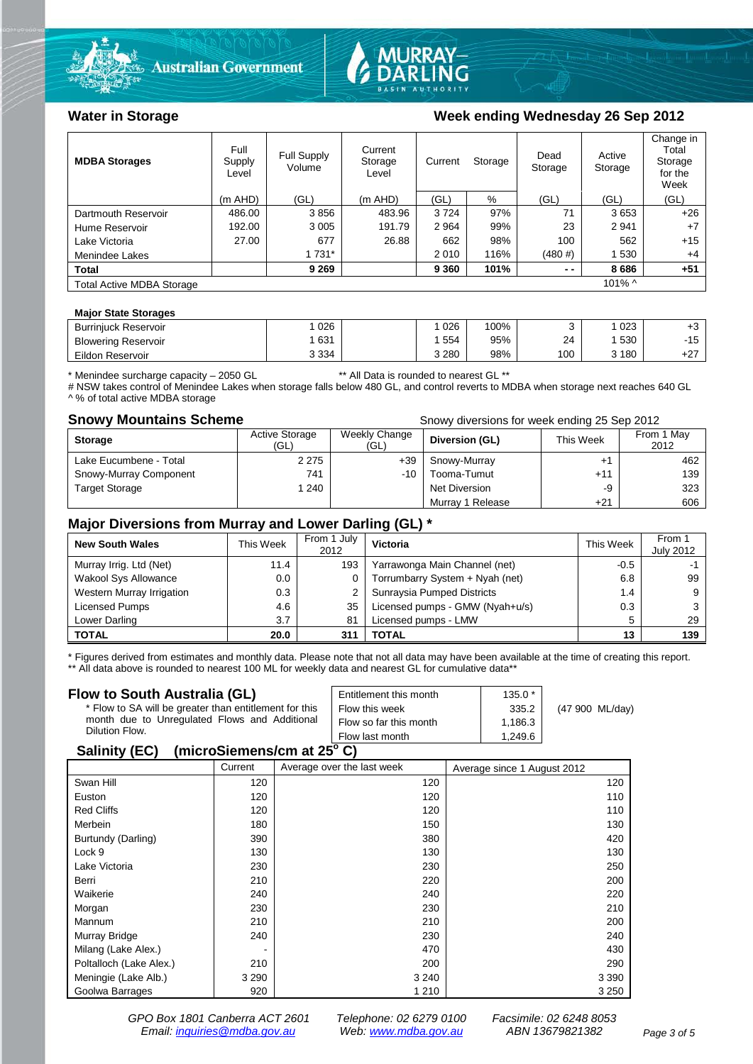## Water in Storage

### Week ending Wednesday 26 Sep 2012

| MDBA Storages | Full Supply Level | Full Supply Volume | Current Storage Level | Current Storage | | Dead Storage | Active Storage | Change in Total Storage for the Week |
|---|---|---|---|---|---|---|---|---|
| | (m AHD) | (GL) | (m AHD) | (GL) | % | (GL) | (GL) | (GL) |
| Dartmouth Reservoir | 486.00 | 3 856 | 483.96 | 3 724 | 97% | 71 | 3 653 | +26 |
| Hume Reservoir | 192.00 | 3 005 | 191.79 | 2 964 | 99% | 23 | 2 941 | +7 |
| Lake Victoria | 27.00 | 677 | 26.88 | 662 | 98% | 100 | 562 | +15 |
| Menindee Lakes | | 1 731* | | 2 010 | 116% | (480 #) | 1 530 | +4 |
| **Total** | | **9 269** | | **9 360** | **101%** | **- -** | **8 686** | **+51** |
| Total Active MDBA Storage | | | | | | | 101% ^ | |

**Major State Storages**

| | | | | | | | |
|---|---|---|---|---|---|---|---|
| Burrinjuck Reservoir | 1 026 | | 1 026 | 100% | 3 | 1 023 | +3 |
| Blowering Reservoir | 1 631 | | 1 554 | 95% | 24 | 1 530 | -15 |
| Eildon Reservoir | 3 334 | | 3 280 | 98% | 100 | 3 180 | +27 |

\* Menindee surcharge capacity – 2050 GL ** All Data is rounded to nearest GL **

# NSW takes control of Menindee Lakes when storage falls below 480 GL, and control reverts to MDBA when storage next reaches 640 GL

^ % of total active MDBA storage

## Snowy Mountains Scheme

Snowy diversions for week ending 25 Sep 2012

| Storage | Active Storage (GL) | Weekly Change (GL) | Diversion (GL) | This Week | From 1 May 2012 |
|---|---|---|---|---|---|
| Lake Eucumbene - Total | 2 275 | +39 | Snowy-Murray | +1 | 462 |
| Snowy-Murray Component | 741 | -10 | Tooma-Tumut | +11 | 139 |
| Target Storage | 1 240 | | Net Diversion | -9 | 323 |
| | | | Murray 1 Release | +21 | 606 |

## Major Diversions from Murray and Lower Darling (GL) *

| New South Wales | This Week | From 1 July 2012 | Victoria | This Week | From 1 July 2012 |
|---|---|---|---|---|---|
| Murray Irrig. Ltd (Net) | 11.4 | 193 | Yarrawonga Main Channel (net) | -0.5 | -1 |
| Wakool Sys Allowance | 0.0 | 0 | Torrumbarry System + Nyah (net) | 6.8 | 99 |
| Western Murray Irrigation | 0.3 | 2 | Sunraysia Pumped Districts | 1.4 | 9 |
| Licensed Pumps | 4.6 | 35 | Licensed pumps - GMW (Nyah+u/s) | 0.3 | 3 |
| Lower Darling | 3.7 | 81 | Licensed pumps - LMW | 5 | 29 |
| **TOTAL** | **20.0** | **311** | **TOTAL** | **13** | **139** |

\* Figures derived from estimates and monthly data. Please note that not all data may have been available at the time of creating this report.
** All data above is rounded to nearest 100 ML for weekly data and nearest GL for cumulative data**

## Flow to South Australia (GL)

\* Flow to SA will be greater than entitlement for this month due to Unregulated Flows and Additional Dilution Flow.

| | | |
|---|---|---|
| Entitlement this month | 135.0 * | |
| Flow this week | 335.2 | (47 900 ML/day) |
| Flow so far this month | 1,186.3 | |
| Flow last month | 1,249.6 | |

## Salinity (EC) (microSiemens/cm at 25° C)

| | Current | Average over the last week | Average since 1 August 2012 |
|---|---|---|---|
| Swan Hill | 120 | 120 | 120 |
| Euston | 120 | 120 | 110 |
| Red Cliffs | 120 | 120 | 110 |
| Merbein | 180 | 150 | 130 |
| Burtundy (Darling) | 390 | 380 | 420 |
| Lock 9 | 130 | 130 | 130 |
| Lake Victoria | 230 | 230 | 250 |
| Berri | 210 | 220 | 200 |
| Waikerie | 240 | 240 | 220 |
| Morgan | 230 | 230 | 210 |
| Mannum | 210 | 210 | 200 |
| Murray Bridge | 240 | 230 | 240 |
| Milang (Lake Alex.) | - | 470 | 430 |
| Poltalloch (Lake Alex.) | 210 | 200 | 290 |
| Meningie (Lake Alb.) | 3 290 | 3 240 | 3 390 |
| Goolwa Barrages | 920 | 1 210 | 3 250 |

GPO Box 1801 Canberra ACT 2601 Telephone: 02 6279 0100 Facsimile: 02 6248 8053
Email: inquiries@mdba.gov.au Web: www.mdba.gov.au ABN 13679821382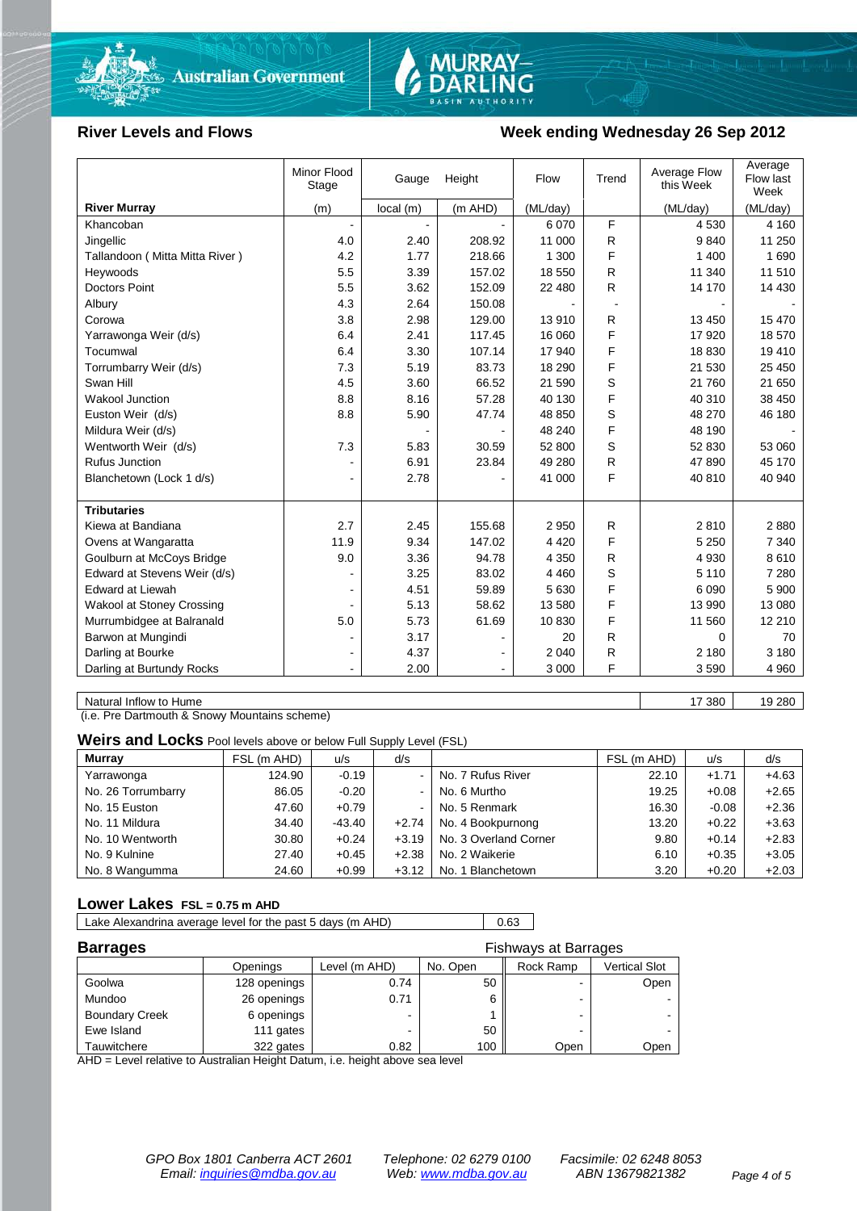Australian Government | MURRAY–DARLING BASIN AUTHORITY

## River Levels and Flows

**Week ending Wednesday 26 Sep 2012**

| River Murray | Minor Flood Stage (m) | Gauge local (m) | Height (m AHD) | Flow (ML/day) | Trend | Average Flow this Week (ML/day) | Average Flow last Week (ML/day) |
|---|---|---|---|---|---|---|---|
| Khancoban | - | - | - | 6 070 | F | 4 530 | 4 160 |
| Jingellic | 4.0 | 2.40 | 208.92 | 11 000 | R | 9 840 | 11 250 |
| Tallandoon ( Mitta Mitta River ) | 4.2 | 1.77 | 218.66 | 1 300 | F | 1 400 | 1 690 |
| Heywoods | 5.5 | 3.39 | 157.02 | 18 550 | R | 11 340 | 11 510 |
| Doctors Point | 5.5 | 3.62 | 152.09 | 22 480 | R | 14 170 | 14 430 |
| Albury | 4.3 | 2.64 | 150.08 | - | - | - | - |
| Corowa | 3.8 | 2.98 | 129.00 | 13 910 | R | 13 450 | 15 470 |
| Yarrawonga Weir (d/s) | 6.4 | 2.41 | 117.45 | 16 060 | F | 17 920 | 18 570 |
| Tocumwal | 6.4 | 3.30 | 107.14 | 17 940 | F | 18 830 | 19 410 |
| Torrumbarry Weir (d/s) | 7.3 | 5.19 | 83.73 | 18 290 | F | 21 530 | 25 450 |
| Swan Hill | 4.5 | 3.60 | 66.52 | 21 590 | S | 21 760 | 21 650 |
| Wakool Junction | 8.8 | 8.16 | 57.28 | 40 130 | F | 40 310 | 38 450 |
| Euston Weir (d/s) | 8.8 | 5.90 | 47.74 | 48 850 | S | 48 270 | 46 180 |
| Mildura Weir (d/s) | | - | - | 48 240 | F | 48 190 | - |
| Wentworth Weir (d/s) | 7.3 | 5.83 | 30.59 | 52 800 | S | 52 830 | 53 060 |
| Rufus Junction | - | 6.91 | 23.84 | 49 280 | R | 47 890 | 45 170 |
| Blanchetown (Lock 1 d/s) | - | 2.78 | - | 41 000 | F | 40 810 | 40 940 |
| **Tributaries** | | | | | | | |
| Kiewa at Bandiana | 2.7 | 2.45 | 155.68 | 2 950 | R | 2 810 | 2 880 |
| Ovens at Wangaratta | 11.9 | 9.34 | 147.02 | 4 420 | F | 5 250 | 7 340 |
| Goulburn at McCoys Bridge | 9.0 | 3.36 | 94.78 | 4 350 | R | 4 930 | 8 610 |
| Edward at Stevens Weir (d/s) | - | 3.25 | 83.02 | 4 460 | S | 5 110 | 7 280 |
| Edward at Liewah | - | 4.51 | 59.89 | 5 630 | F | 6 090 | 5 900 |
| Wakool at Stoney Crossing | - | 5.13 | 58.62 | 13 580 | F | 13 990 | 13 080 |
| Murrumbidgee at Balranald | 5.0 | 5.73 | 61.69 | 10 830 | F | 11 560 | 12 210 |
| Barwon at Mungindi | - | 3.17 | - | 20 | R | 0 | 70 |
| Darling at Bourke | - | 4.37 | - | 2 040 | R | 2 180 | 3 180 |
| Darling at Burtundy Rocks | - | 2.00 | - | 3 000 | F | 3 590 | 4 960 |
| Natural Inflow to Hume | | | | | | 17 380 | 19 280 |

(i.e. Pre Dartmouth & Snowy Mountains scheme)

## Weirs and Locks
Pool levels above or below Full Supply Level (FSL)

| Murray | FSL (m AHD) | u/s | d/s | | FSL (m AHD) | u/s | d/s |
|---|---|---|---|---|---|---|---|
| Yarrawonga | 124.90 | -0.19 | - | No. 7 Rufus River | 22.10 | +1.71 | +4.63 |
| No. 26 Torrumbarry | 86.05 | -0.20 | - | No. 6 Murtho | 19.25 | +0.08 | +2.65 |
| No. 15 Euston | 47.60 | +0.79 | - | No. 5 Renmark | 16.30 | -0.08 | +2.36 |
| No. 11 Mildura | 34.40 | -43.40 | +2.74 | No. 4 Bookpurnong | 13.20 | +0.22 | +3.63 |
| No. 10 Wentworth | 30.80 | +0.24 | +3.19 | No. 3 Overland Corner | 9.80 | +0.14 | +2.83 |
| No. 9 Kulnine | 27.40 | +0.45 | +2.38 | No. 2 Waikerie | 6.10 | +0.35 | +3.05 |
| No. 8 Wangumma | 24.60 | +0.99 | +3.12 | No. 1 Blanchetown | 3.20 | +0.20 | +2.03 |

## Lower Lakes
FSL = 0.75 m AHD

| Lake Alexandrina average level for the past 5 days (m AHD) | 0.63 |
|---|---|

## Barrages

| | Openings | Level (m AHD) | No. Open | Fishways at Barrages: Rock Ramp | Vertical Slot |
|---|---|---|---|---|---|
| Goolwa | 128 openings | 0.74 | 50 | - | Open |
| Mundoo | 26 openings | 0.71 | 6 | - | - |
| Boundary Creek | 6 openings | - | 1 | - | - |
| Ewe Island | 111 gates | - | 50 | - | - |
| Tauwitchere | 322 gates | 0.82 | 100 | Open | Open |

AHD = Level relative to Australian Height Datum, i.e. height above sea level

*GPO Box 1801 Canberra ACT 2601 Email: inquiries@mdba.gov.au — Telephone: 02 6279 0100 Web: www.mdba.gov.au — Facsimile: 02 6248 8053 ABN 13679821382*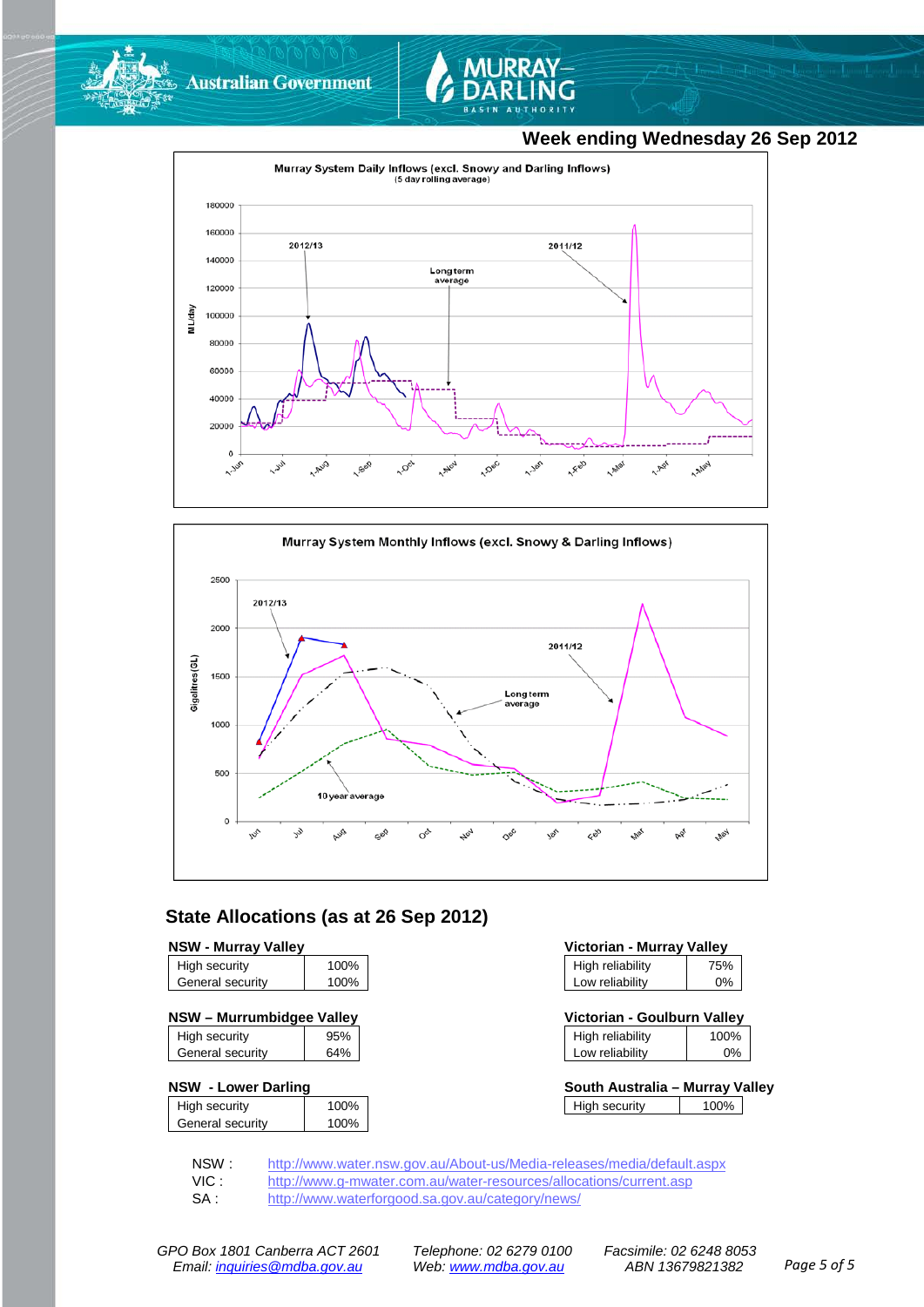Australian Government

MURRAY-DARLING BASIN AUTHORITY

**Week ending Wednesday 26 Sep 2012**

Murray System Daily Inflows (excl. Snowy and Darling Inflows)
(5 day rolling average)

180000
160000
140000
120000
100000
80000
60000
40000
20000
0

ML/day

2012/13
2011/12
Long term average

1-Jun
1-Jul
1-Aug
1-Sep
1-Oct
1-Nov
1-Dec
1-Jan
1-Feb
1-Mar
1-Apr
1-May

Murray System Monthly Inflows (excl. Snowy & Darling Inflows)

2500
2000
1500
1000
500
0

Gigalitres (GL)

2012/13
2011/12
Long term average
10 year average

Jun
Jul
Aug
Sep
Oct
Nov
Dec
Jan
Feb
Mar
Apr
May

## State Allocations (as at 26 Sep 2012)

**NSW - Murray Valley**

| | |
|---|---|
| High security | 100% |
| General security | 100% |

**NSW – Murrumbidgee Valley**

| | |
|---|---|
| High security | 95% |
| General security | 64% |

**NSW - Lower Darling**

| | |
|---|---|
| High security | 100% |
| General security | 100% |

**Victorian - Murray Valley**

| | |
|---|---|
| High reliability | 75% |
| Low reliability | 0% |

**Victorian - Goulburn Valley**

| | |
|---|---|
| High reliability | 100% |
| Low reliability | 0% |

**South Australia – Murray Valley**

| | |
|---|---|
| High security | 100% |

NSW : http://www.water.nsw.gov.au/About-us/Media-releases/media/default.aspx

VIC : http://www.g-mwater.com.au/water-resources/allocations/current.asp

SA : http://www.waterforgood.sa.gov.au/category/news/

*GPO Box 1801 Canberra ACT 2601* *Telephone: 02 6279 0100* *Facsimile: 02 6248 8053*
*Email: inquiries@mdba.gov.au* *Web: www.mdba.gov.au* *ABN 13679821382*